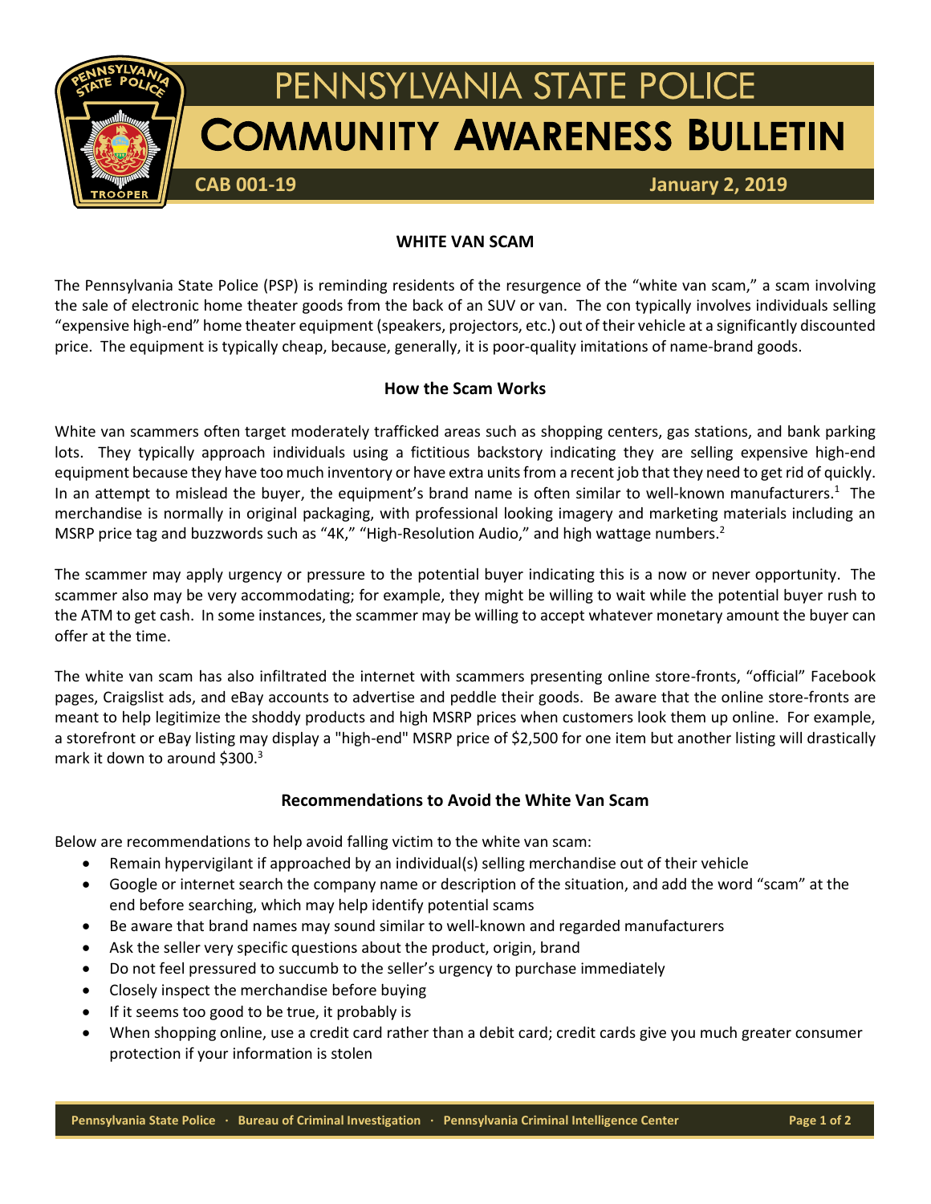# PENNSYLVANIA STATE POLICE
# COMMUNITY AWARENESS BULLETIN

**CAB 001-19** **January 2, 2019**

## WHITE VAN SCAM

The Pennsylvania State Police (PSP) is reminding residents of the resurgence of the "white van scam," a scam involving the sale of electronic home theater goods from the back of an SUV or van. The con typically involves individuals selling "expensive high-end" home theater equipment (speakers, projectors, etc.) out of their vehicle at a significantly discounted price. The equipment is typically cheap, because, generally, it is poor-quality imitations of name-brand goods.

### How the Scam Works

White van scammers often target moderately trafficked areas such as shopping centers, gas stations, and bank parking lots. They typically approach individuals using a fictitious backstory indicating they are selling expensive high-end equipment because they have too much inventory or have extra units from a recent job that they need to get rid of quickly. In an attempt to mislead the buyer, the equipment's brand name is often similar to well-known manufacturers.[1] The merchandise is normally in original packaging, with professional looking imagery and marketing materials including an MSRP price tag and buzzwords such as "4K," "High-Resolution Audio," and high wattage numbers.[2]

The scammer may apply urgency or pressure to the potential buyer indicating this is a now or never opportunity. The scammer also may be very accommodating; for example, they might be willing to wait while the potential buyer rush to the ATM to get cash. In some instances, the scammer may be willing to accept whatever monetary amount the buyer can offer at the time.

The white van scam has also infiltrated the internet with scammers presenting online store-fronts, "official" Facebook pages, Craigslist ads, and eBay accounts to advertise and peddle their goods. Be aware that the online store-fronts are meant to help legitimize the shoddy products and high MSRP prices when customers look them up online. For example, a storefront or eBay listing may display a "high-end" MSRP price of $2,500 for one item but another listing will drastically mark it down to around $300.[3]

### Recommendations to Avoid the White Van Scam

Below are recommendations to help avoid falling victim to the white van scam:

- Remain hypervigilant if approached by an individual(s) selling merchandise out of their vehicle
- Google or internet search the company name or description of the situation, and add the word "scam" at the end before searching, which may help identify potential scams
- Be aware that brand names may sound similar to well-known and regarded manufacturers
- Ask the seller very specific questions about the product, origin, brand
- Do not feel pressured to succumb to the seller's urgency to purchase immediately
- Closely inspect the merchandise before buying
- If it seems too good to be true, it probably is
- When shopping online, use a credit card rather than a debit card; credit cards give you much greater consumer protection if your information is stolen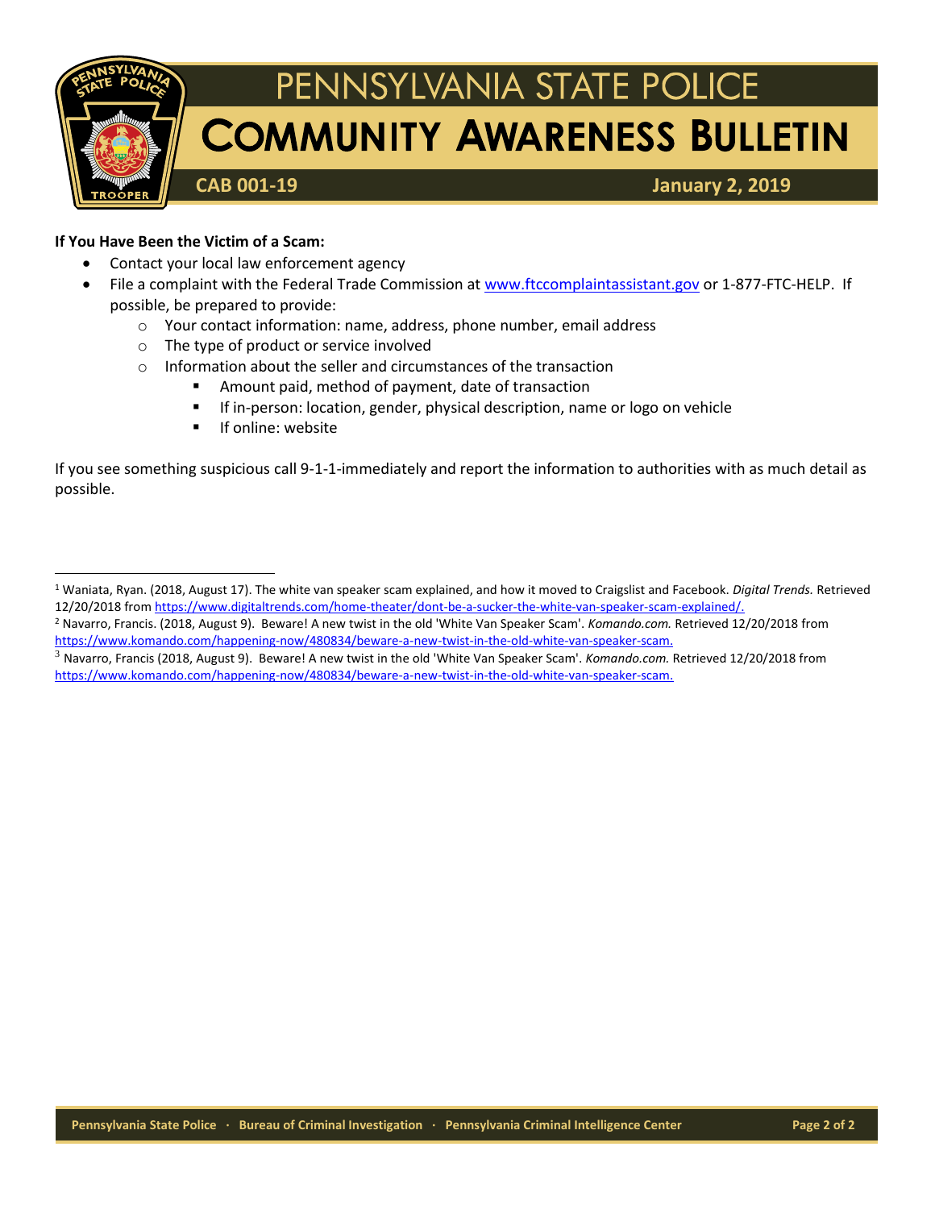**If You Have Been the Victim of a Scam:**

- Contact your local law enforcement agency
- File a complaint with the Federal Trade Commission at www.ftccomplaintassistant.gov or 1-877-FTC-HELP. If possible, be prepared to provide:
  - Your contact information: name, address, phone number, email address
  - The type of product or service involved
  - Information about the seller and circumstances of the transaction
    - Amount paid, method of payment, date of transaction
    - If in-person: location, gender, physical description, name or logo on vehicle
    - If online: website

If you see something suspicious call 9-1-1-immediately and report the information to authorities with as much detail as possible.

---

[1] Waniata, Ryan. (2018, August 17). The white van speaker scam explained, and how it moved to Craigslist and Facebook. *Digital Trends.* Retrieved 12/20/2018 from https://www.digitaltrends.com/home-theater/dont-be-a-sucker-the-white-van-speaker-scam-explained/.

[2] Navarro, Francis. (2018, August 9). Beware! A new twist in the old 'White Van Speaker Scam'. *Komando.com.* Retrieved 12/20/2018 from https://www.komando.com/happening-now/480834/beware-a-new-twist-in-the-old-white-van-speaker-scam.

[3] Navarro, Francis (2018, August 9). Beware! A new twist in the old 'White Van Speaker Scam'. *Komando.com.* Retrieved 12/20/2018 from https://www.komando.com/happening-now/480834/beware-a-new-twist-in-the-old-white-van-speaker-scam.